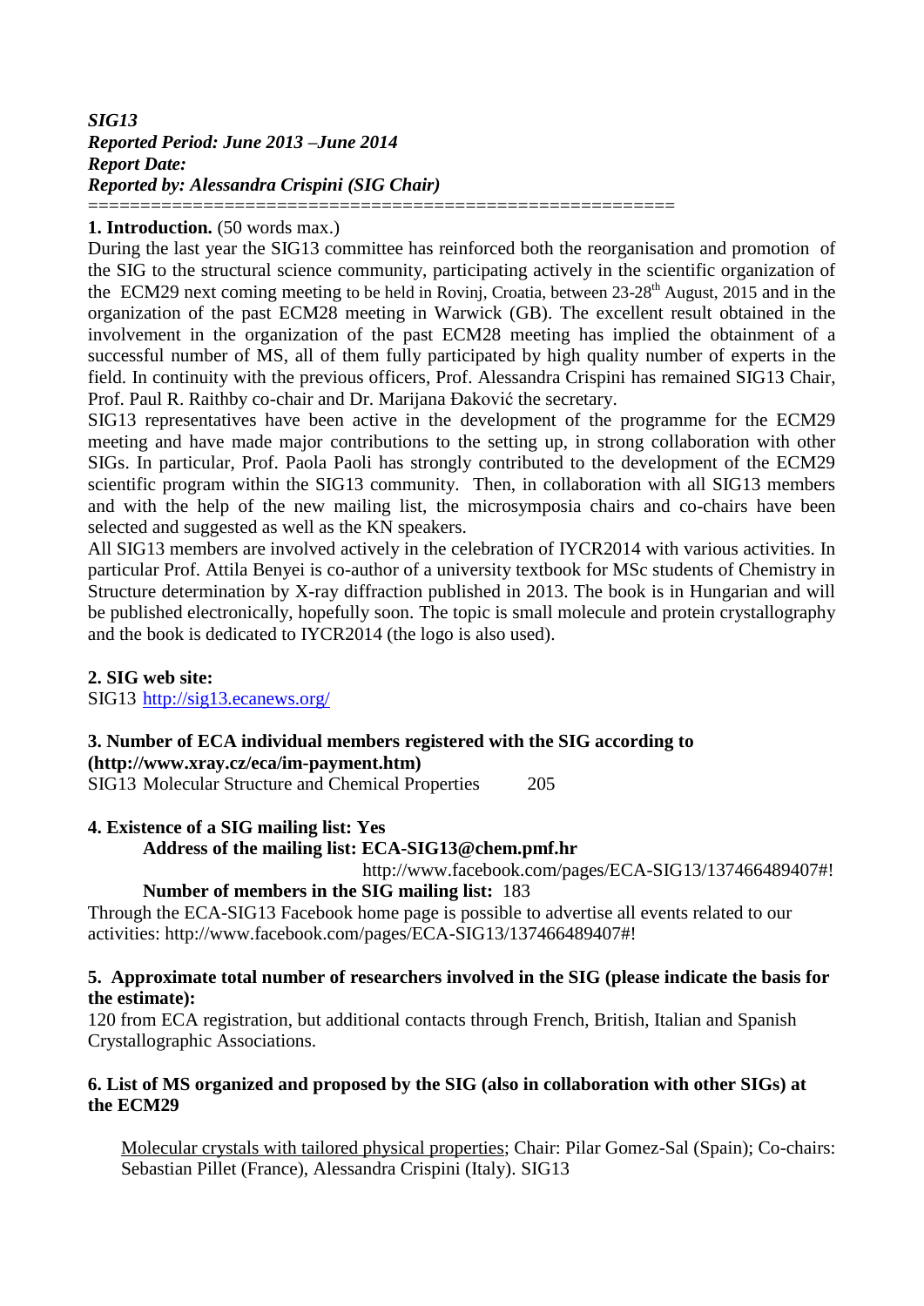***SIG13***
***Reported Period: June 2013 –June 2014***
***Report Date:***
***Reported by: Alessandra Crispini (SIG Chair)***

========================================================

**1. Introduction.** (50 words max.)

During the last year the SIG13 committee has reinforced both the reorganisation and promotion of the SIG to the structural science community, participating actively in the scientific organization of the ECM29 next coming meeting to be held in Rovinj, Croatia, between 23-28th August, 2015 and in the organization of the past ECM28 meeting in Warwick (GB). The excellent result obtained in the involvement in the organization of the past ECM28 meeting has implied the obtainment of a successful number of MS, all of them fully participated by high quality number of experts in the field. In continuity with the previous officers, Prof. Alessandra Crispini has remained SIG13 Chair, Prof. Paul R. Raithby co-chair and Dr. Marijana Đaković the secretary.

SIG13 representatives have been active in the development of the programme for the ECM29 meeting and have made major contributions to the setting up, in strong collaboration with other SIGs. In particular, Prof. Paola Paoli has strongly contributed to the development of the ECM29 scientific program within the SIG13 community. Then, in collaboration with all SIG13 members and with the help of the new mailing list, the microsymposia chairs and co-chairs have been selected and suggested as well as the KN speakers.

All SIG13 members are involved actively in the celebration of IYCR2014 with various activities. In particular Prof. Attila Benyei is co-author of a university textbook for MSc students of Chemistry in Structure determination by X-ray diffraction published in 2013. The book is in Hungarian and will be published electronically, hopefully soon. The topic is small molecule and protein crystallography and the book is dedicated to IYCR2014 (the logo is also used).

**2. SIG web site:**

SIG13 http://sig13.ecanews.org/

**3. Number of ECA individual members registered with the SIG according to (http://www.xray.cz/eca/im-payment.htm)**

SIG13 Molecular Structure and Chemical Properties 205

**4. Existence of a SIG mailing list: Yes**

**Address of the mailing list: ECA-SIG13@chem.pmf.hr**

http://www.facebook.com/pages/ECA-SIG13/137466489407#!

**Number of members in the SIG mailing list:** 183

Through the ECA-SIG13 Facebook home page is possible to advertise all events related to our activities: http://www.facebook.com/pages/ECA-SIG13/137466489407#!

**5. Approximate total number of researchers involved in the SIG (please indicate the basis for the estimate):**

120 from ECA registration, but additional contacts through French, British, Italian and Spanish Crystallographic Associations.

**6. List of MS organized and proposed by the SIG (also in collaboration with other SIGs) at the ECM29**

Molecular crystals with tailored physical properties; Chair: Pilar Gomez-Sal (Spain); Co-chairs: Sebastian Pillet (France), Alessandra Crispini (Italy). SIG13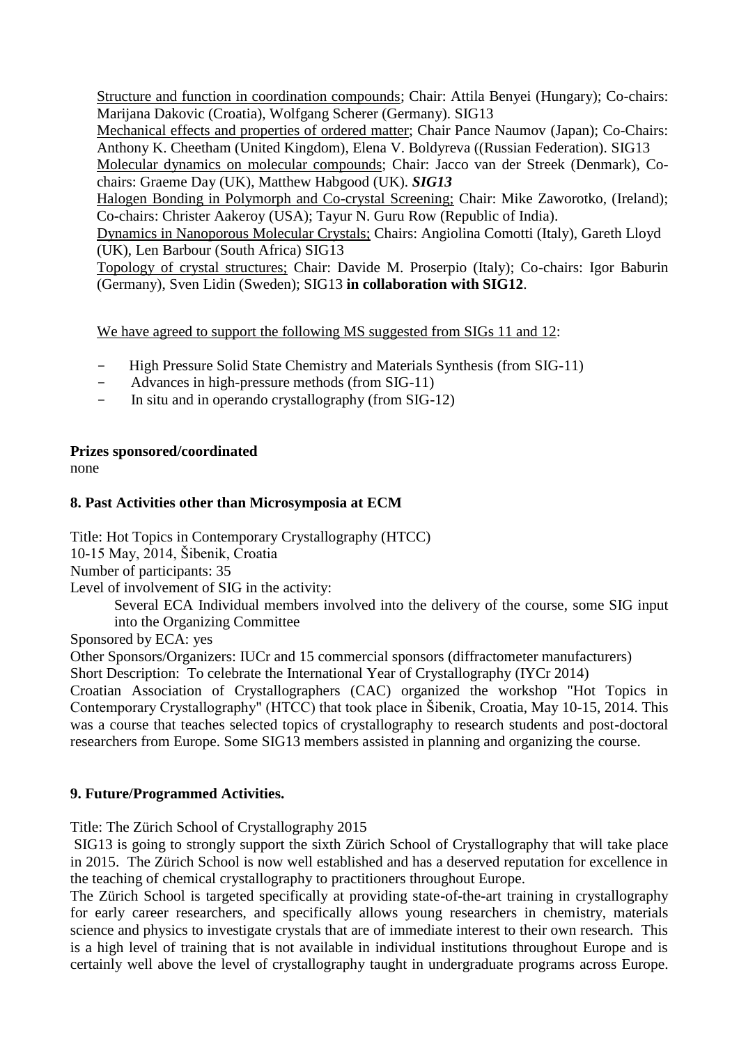Structure and function in coordination compounds; Chair: Attila Benyei (Hungary); Co-chairs: Marijana Dakovic (Croatia), Wolfgang Scherer (Germany). SIG13

Mechanical effects and properties of ordered matter; Chair Pance Naumov (Japan); Co-Chairs: Anthony K. Cheetham (United Kingdom), Elena V. Boldyreva ((Russian Federation). SIG13

Molecular dynamics on molecular compounds; Chair: Jacco van der Streek (Denmark), Co-chairs: Graeme Day (UK), Matthew Habgood (UK). ***SIG13***

Halogen Bonding in Polymorph and Co-crystal Screening; Chair: Mike Zaworotko, (Ireland); Co-chairs: Christer Aakeroy (USA); Tayur N. Guru Row (Republic of India).

Dynamics in Nanoporous Molecular Crystals; Chairs: Angiolina Comotti (Italy), Gareth Lloyd (UK), Len Barbour (South Africa) SIG13

Topology of crystal structures; Chair: Davide M. Proserpio (Italy); Co-chairs: Igor Baburin (Germany), Sven Lidin (Sweden); SIG13 **in collaboration with SIG12**.

We have agreed to support the following MS suggested from SIGs 11 and 12:

- High Pressure Solid State Chemistry and Materials Synthesis (from SIG-11)
- Advances in high-pressure methods (from SIG-11)
- In situ and in operando crystallography (from SIG-12)

**Prizes sponsored/coordinated**

none

## 8. Past Activities other than Microsymposia at ECM

Title: Hot Topics in Contemporary Crystallography (HTCC)

10-15 May, 2014, Šibenik, Croatia

Number of participants: 35

Level of involvement of SIG in the activity:

Several ECA Individual members involved into the delivery of the course, some SIG input into the Organizing Committee

Sponsored by ECA: yes

Other Sponsors/Organizers: IUCr and 15 commercial sponsors (diffractometer manufacturers)

Short Description: To celebrate the International Year of Crystallography (IYCr 2014) Croatian Association of Crystallographers (CAC) organized the workshop "Hot Topics in Contemporary Crystallography" (HTCC) that took place in Šibenik, Croatia, May 10-15, 2014. This was a course that teaches selected topics of crystallography to research students and post-doctoral researchers from Europe. Some SIG13 members assisted in planning and organizing the course.

## 9. Future/Programmed Activities.

Title: The Zürich School of Crystallography 2015

SIG13 is going to strongly support the sixth Zürich School of Crystallography that will take place in 2015. The Zürich School is now well established and has a deserved reputation for excellence in the teaching of chemical crystallography to practitioners throughout Europe.

The Zürich School is targeted specifically at providing state-of-the-art training in crystallography for early career researchers, and specifically allows young researchers in chemistry, materials science and physics to investigate crystals that are of immediate interest to their own research. This is a high level of training that is not available in individual institutions throughout Europe and is certainly well above the level of crystallography taught in undergraduate programs across Europe.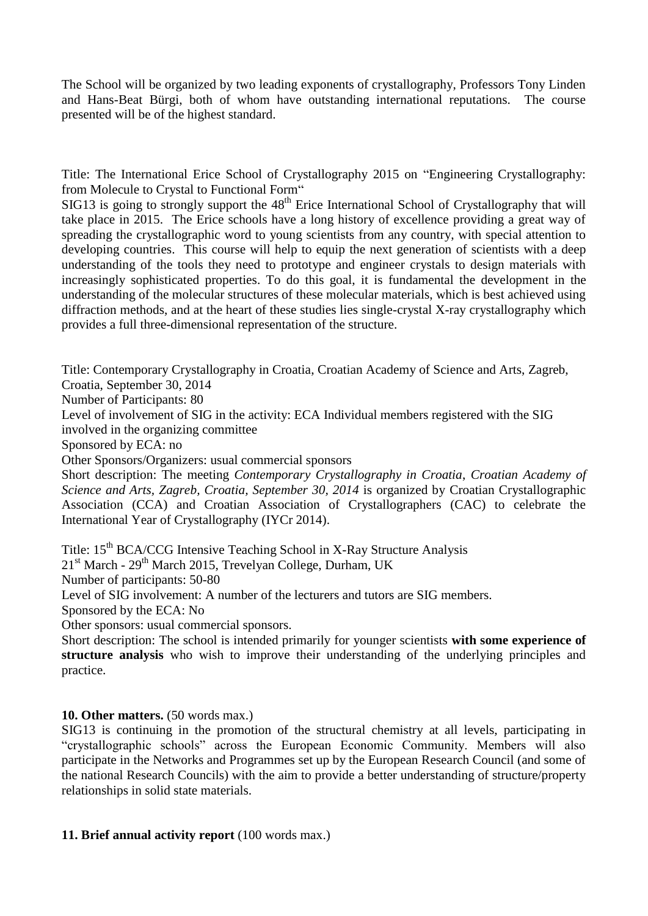The School will be organized by two leading exponents of crystallography, Professors Tony Linden and Hans-Beat Bürgi, both of whom have outstanding international reputations. The course presented will be of the highest standard.

Title: The International Erice School of Crystallography 2015 on "Engineering Crystallography: from Molecule to Crystal to Functional Form"

SIG13 is going to strongly support the 48th Erice International School of Crystallography that will take place in 2015. The Erice schools have a long history of excellence providing a great way of spreading the crystallographic word to young scientists from any country, with special attention to developing countries. This course will help to equip the next generation of scientists with a deep understanding of the tools they need to prototype and engineer crystals to design materials with increasingly sophisticated properties. To do this goal, it is fundamental the development in the understanding of the molecular structures of these molecular materials, which is best achieved using diffraction methods, and at the heart of these studies lies single-crystal X-ray crystallography which provides a full three-dimensional representation of the structure.

Title: Contemporary Crystallography in Croatia, Croatian Academy of Science and Arts, Zagreb, Croatia, September 30, 2014

Number of Participants: 80

Level of involvement of SIG in the activity: ECA Individual members registered with the SIG involved in the organizing committee

Sponsored by ECA: no

Other Sponsors/Organizers: usual commercial sponsors

Short description: The meeting *Contemporary Crystallography in Croatia*, *Croatian Academy of Science and Arts, Zagreb, Croatia, September 30, 2014* is organized by Croatian Crystallographic Association (CCA) and Croatian Association of Crystallographers (CAC) to celebrate the International Year of Crystallography (IYCr 2014).

Title: 15th BCA/CCG Intensive Teaching School in X-Ray Structure Analysis

21st March - 29th March 2015, Trevelyan College, Durham, UK

Number of participants: 50-80

Level of SIG involvement: A number of the lecturers and tutors are SIG members.

Sponsored by the ECA: No

Other sponsors: usual commercial sponsors.

Short description: The school is intended primarily for younger scientists **with some experience of structure analysis** who wish to improve their understanding of the underlying principles and practice.

**10. Other matters.** (50 words max.)

SIG13 is continuing in the promotion of the structural chemistry at all levels, participating in "crystallographic schools" across the European Economic Community. Members will also participate in the Networks and Programmes set up by the European Research Council (and some of the national Research Councils) with the aim to provide a better understanding of structure/property relationships in solid state materials.

**11. Brief annual activity report** (100 words max.)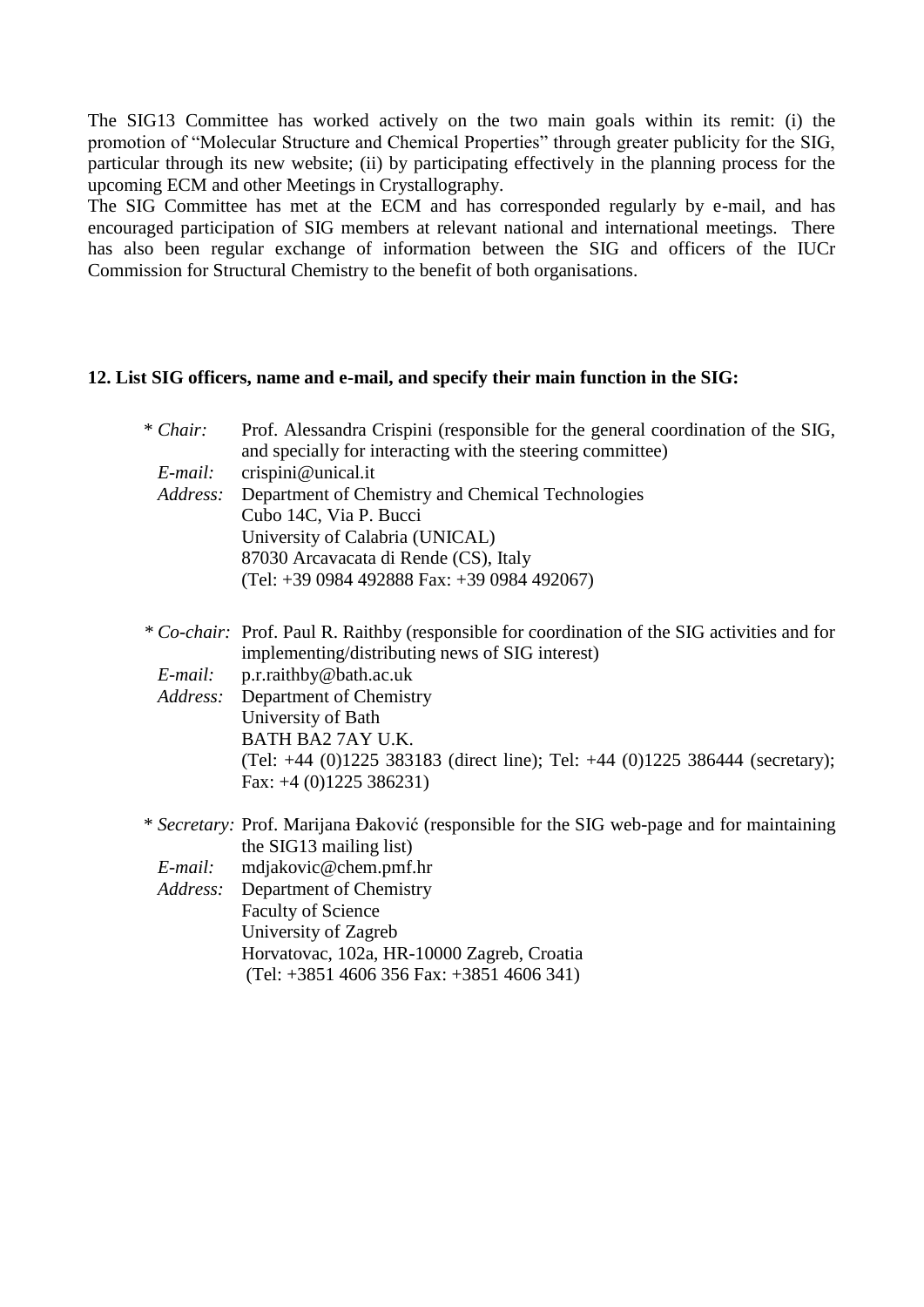The SIG13 Committee has worked actively on the two main goals within its remit: (i) the promotion of "Molecular Structure and Chemical Properties" through greater publicity for the SIG, particular through its new website; (ii) by participating effectively in the planning process for the upcoming ECM and other Meetings in Crystallography.

The SIG Committee has met at the ECM and has corresponded regularly by e-mail, and has encouraged participation of SIG members at relevant national and international meetings. There has also been regular exchange of information between the SIG and officers of the IUCr Commission for Structural Chemistry to the benefit of both organisations.

**12. List SIG officers, name and e-mail, and specify their main function in the SIG:**

* *Chair:* Prof. Alessandra Crispini (responsible for the general coordination of the SIG, and specially for interacting with the steering committee)
  *E-mail:* crispini@unical.it
  *Address:* Department of Chemistry and Chemical Technologies
  Cubo 14C, Via P. Bucci
  University of Calabria (UNICAL)
  87030 Arcavacata di Rende (CS), Italy
  (Tel: +39 0984 492888 Fax: +39 0984 492067)

* *Co-chair:* Prof. Paul R. Raithby (responsible for coordination of the SIG activities and for implementing/distributing news of SIG interest)
  *E-mail:* p.r.raithby@bath.ac.uk
  *Address:* Department of Chemistry
  University of Bath
  BATH BA2 7AY U.K.
  (Tel: +44 (0)1225 383183 (direct line); Tel: +44 (0)1225 386444 (secretary); Fax: +4 (0)1225 386231)

* *Secretary:* Prof. Marijana Đaković (responsible for the SIG web-page and for maintaining the SIG13 mailing list)
  *E-mail:* mdjakovic@chem.pmf.hr
  *Address:* Department of Chemistry
  Faculty of Science
  University of Zagreb
  Horvatovac, 102a, HR-10000 Zagreb, Croatia
  (Tel: +3851 4606 356 Fax: +3851 4606 341)